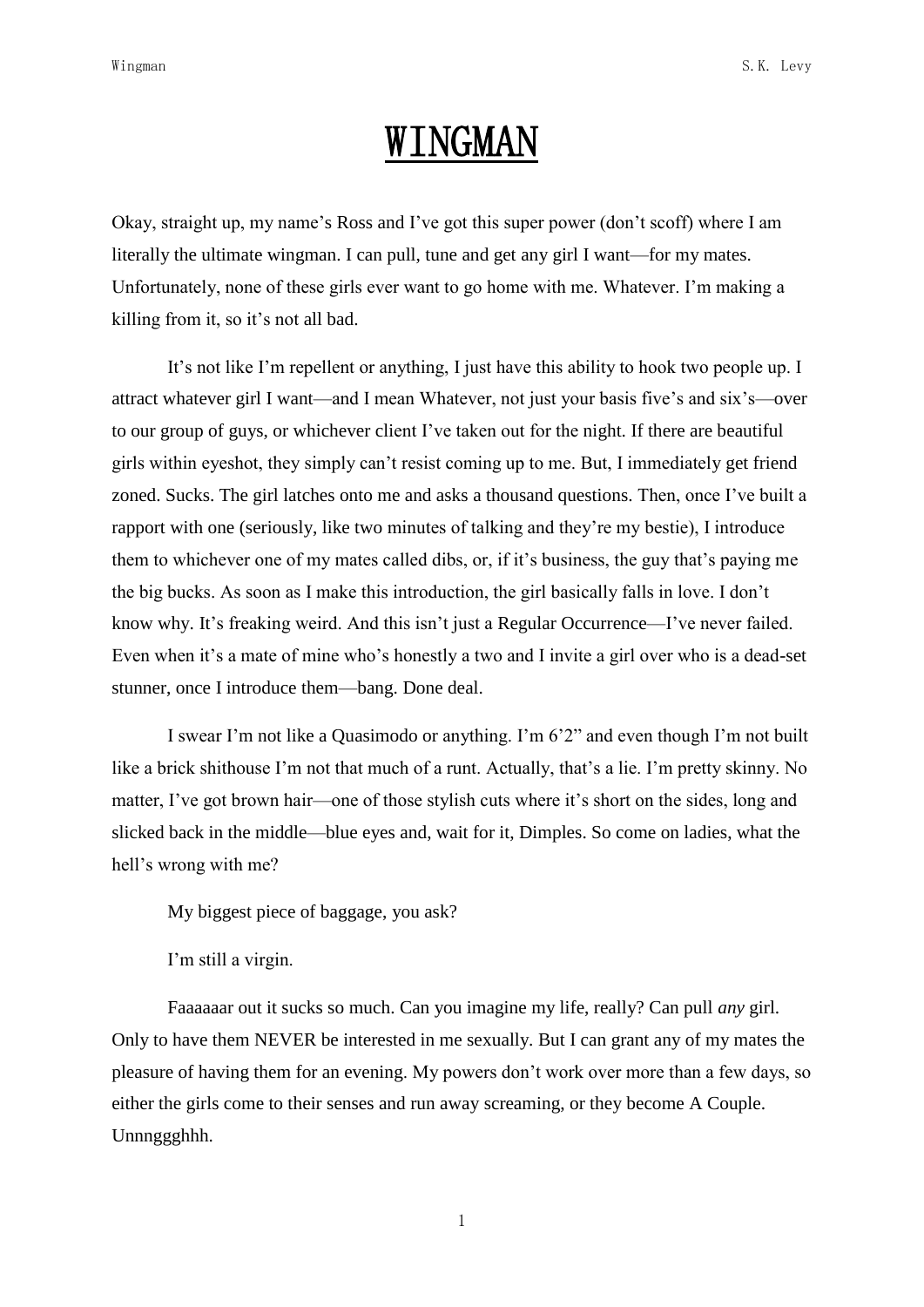# WINGMAN

Okay, straight up, my name's Ross and I've got this super power (don't scoff) where I am literally the ultimate wingman. I can pull, tune and get any girl I want—for my mates. Unfortunately, none of these girls ever want to go home with me. Whatever. I'm making a killing from it, so it's not all bad.

It's not like I'm repellent or anything, I just have this ability to hook two people up. I attract whatever girl I want—and I mean Whatever, not just your basis five's and six's—over to our group of guys, or whichever client I've taken out for the night. If there are beautiful girls within eyeshot, they simply can't resist coming up to me. But, I immediately get friend zoned. Sucks. The girl latches onto me and asks a thousand questions. Then, once I've built a rapport with one (seriously, like two minutes of talking and they're my bestie), I introduce them to whichever one of my mates called dibs, or, if it's business, the guy that's paying me the big bucks. As soon as I make this introduction, the girl basically falls in love. I don't know why. It's freaking weird. And this isn't just a Regular Occurrence—I've never failed. Even when it's a mate of mine who's honestly a two and I invite a girl over who is a dead-set stunner, once I introduce them—bang. Done deal.

I swear I'm not like a Quasimodo or anything. I'm 6'2" and even though I'm not built like a brick shithouse I'm not that much of a runt. Actually, that's a lie. I'm pretty skinny. No matter, I've got brown hair—one of those stylish cuts where it's short on the sides, long and slicked back in the middle—blue eyes and, wait for it, Dimples. So come on ladies, what the hell's wrong with me?

My biggest piece of baggage, you ask?

I'm still a virgin.

Faaaaaar out it sucks so much. Can you imagine my life, really? Can pull *any* girl. Only to have them NEVER be interested in me sexually. But I can grant any of my mates the pleasure of having them for an evening. My powers don't work over more than a few days, so either the girls come to their senses and run away screaming, or they become A Couple. Unnnggghhh.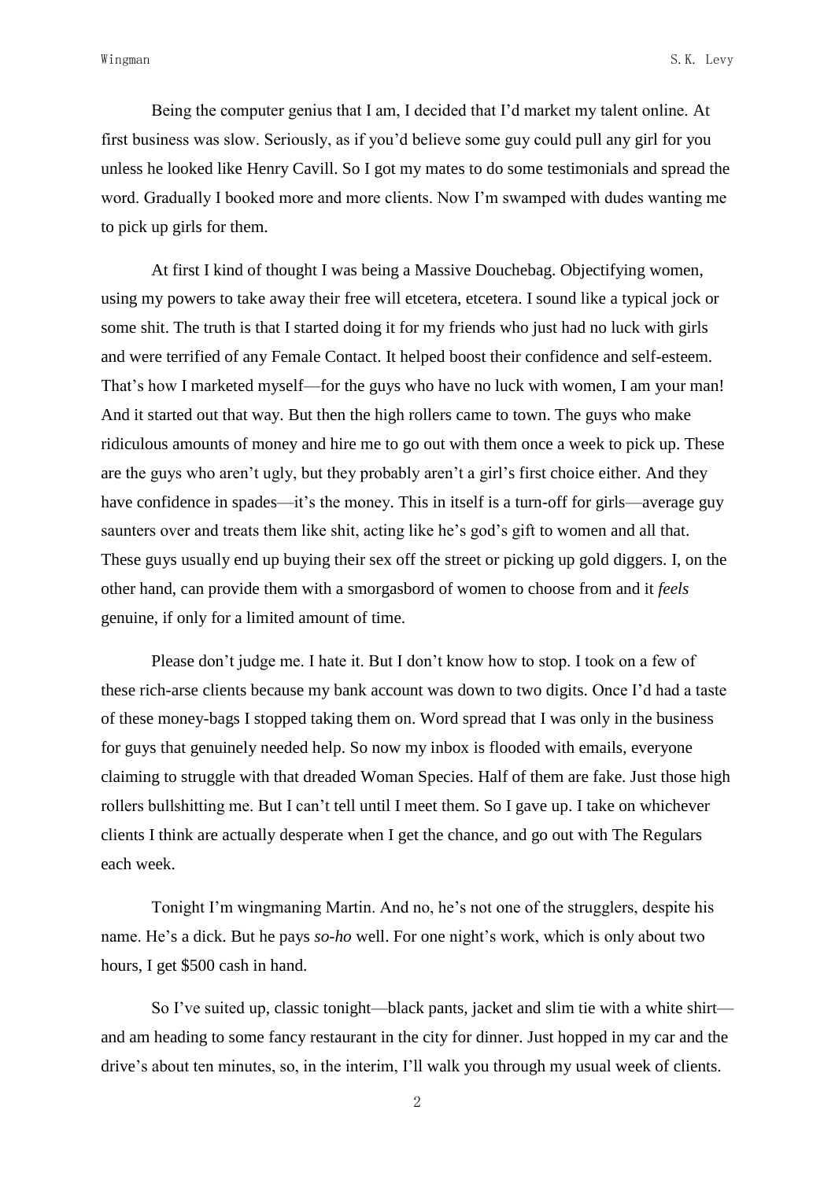Being the computer genius that I am, I decided that I'd market my talent online. At first business was slow. Seriously, as if you'd believe some guy could pull any girl for you unless he looked like Henry Cavill. So I got my mates to do some testimonials and spread the word. Gradually I booked more and more clients. Now I'm swamped with dudes wanting me to pick up girls for them.

At first I kind of thought I was being a Massive Douchebag. Objectifying women, using my powers to take away their free will etcetera, etcetera. I sound like a typical jock or some shit. The truth is that I started doing it for my friends who just had no luck with girls and were terrified of any Female Contact. It helped boost their confidence and self-esteem. That's how I marketed myself—for the guys who have no luck with women, I am your man! And it started out that way. But then the high rollers came to town. The guys who make ridiculous amounts of money and hire me to go out with them once a week to pick up. These are the guys who aren't ugly, but they probably aren't a girl's first choice either. And they have confidence in spades—it's the money. This in itself is a turn-off for girls—average guy saunters over and treats them like shit, acting like he's god's gift to women and all that. These guys usually end up buying their sex off the street or picking up gold diggers. I, on the other hand, can provide them with a smorgasbord of women to choose from and it *feels* genuine, if only for a limited amount of time.

Please don't judge me. I hate it. But I don't know how to stop. I took on a few of these rich-arse clients because my bank account was down to two digits. Once I'd had a taste of these money-bags I stopped taking them on. Word spread that I was only in the business for guys that genuinely needed help. So now my inbox is flooded with emails, everyone claiming to struggle with that dreaded Woman Species. Half of them are fake. Just those high rollers bullshitting me. But I can't tell until I meet them. So I gave up. I take on whichever clients I think are actually desperate when I get the chance, and go out with The Regulars each week.

Tonight I'm wingmaning Martin. And no, he's not one of the strugglers, despite his name. He's a dick. But he pays *so-ho* well. For one night's work, which is only about two hours, I get $500 cash in hand.

So I've suited up, classic tonight—black pants, jacket and slim tie with a white shirt—and am heading to some fancy restaurant in the city for dinner. Just hopped in my car and the drive's about ten minutes, so, in the interim, I'll walk you through my usual week of clients.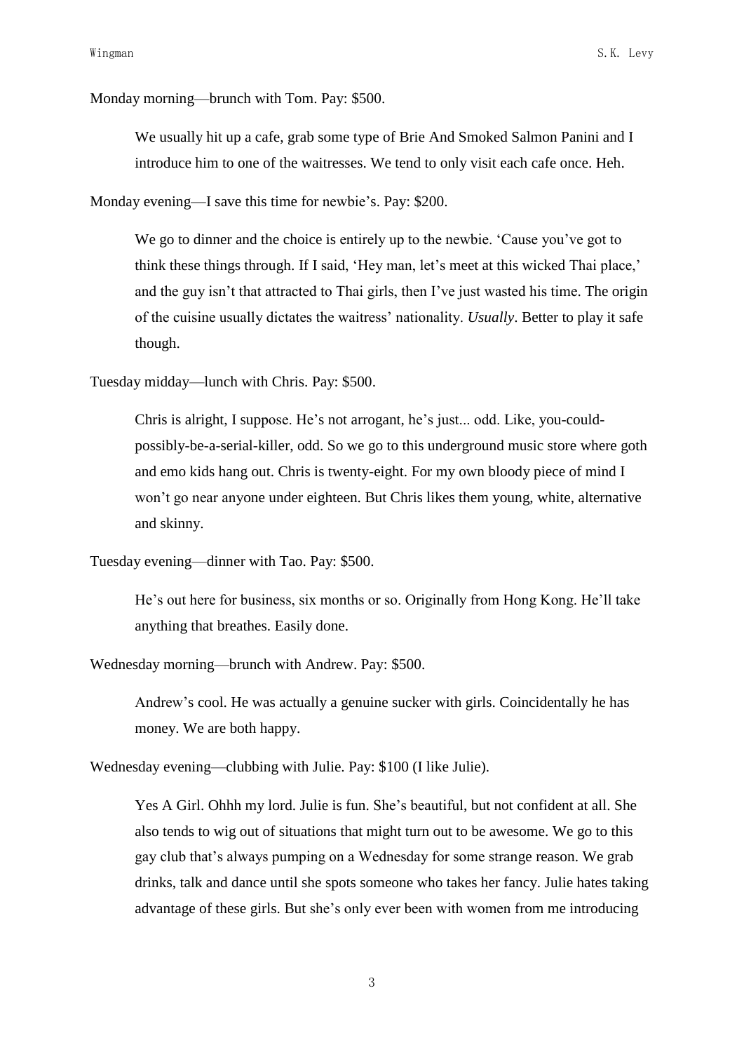Monday morning—brunch with Tom. Pay: $500.

> We usually hit up a cafe, grab some type of Brie And Smoked Salmon Panini and I introduce him to one of the waitresses. We tend to only visit each cafe once. Heh.

Monday evening—I save this time for newbie's. Pay: $200.

> We go to dinner and the choice is entirely up to the newbie. 'Cause you've got to think these things through. If I said, 'Hey man, let's meet at this wicked Thai place,' and the guy isn't that attracted to Thai girls, then I've just wasted his time. The origin of the cuisine usually dictates the waitress' nationality. *Usually*. Better to play it safe though.

Tuesday midday—lunch with Chris. Pay: $500.

> Chris is alright, I suppose. He's not arrogant, he's just... odd. Like, you-could-possibly-be-a-serial-killer, odd. So we go to this underground music store where goth and emo kids hang out. Chris is twenty-eight. For my own bloody piece of mind I won't go near anyone under eighteen. But Chris likes them young, white, alternative and skinny.

Tuesday evening—dinner with Tao. Pay: $500.

> He's out here for business, six months or so. Originally from Hong Kong. He'll take anything that breathes. Easily done.

Wednesday morning—brunch with Andrew. Pay: $500.

> Andrew's cool. He was actually a genuine sucker with girls. Coincidentally he has money. We are both happy.

Wednesday evening—clubbing with Julie. Pay: $100 (I like Julie).

> Yes A Girl. Ohhh my lord. Julie is fun. She's beautiful, but not confident at all. She also tends to wig out of situations that might turn out to be awesome. We go to this gay club that's always pumping on a Wednesday for some strange reason. We grab drinks, talk and dance until she spots someone who takes her fancy. Julie hates taking advantage of these girls. But she's only ever been with women from me introducing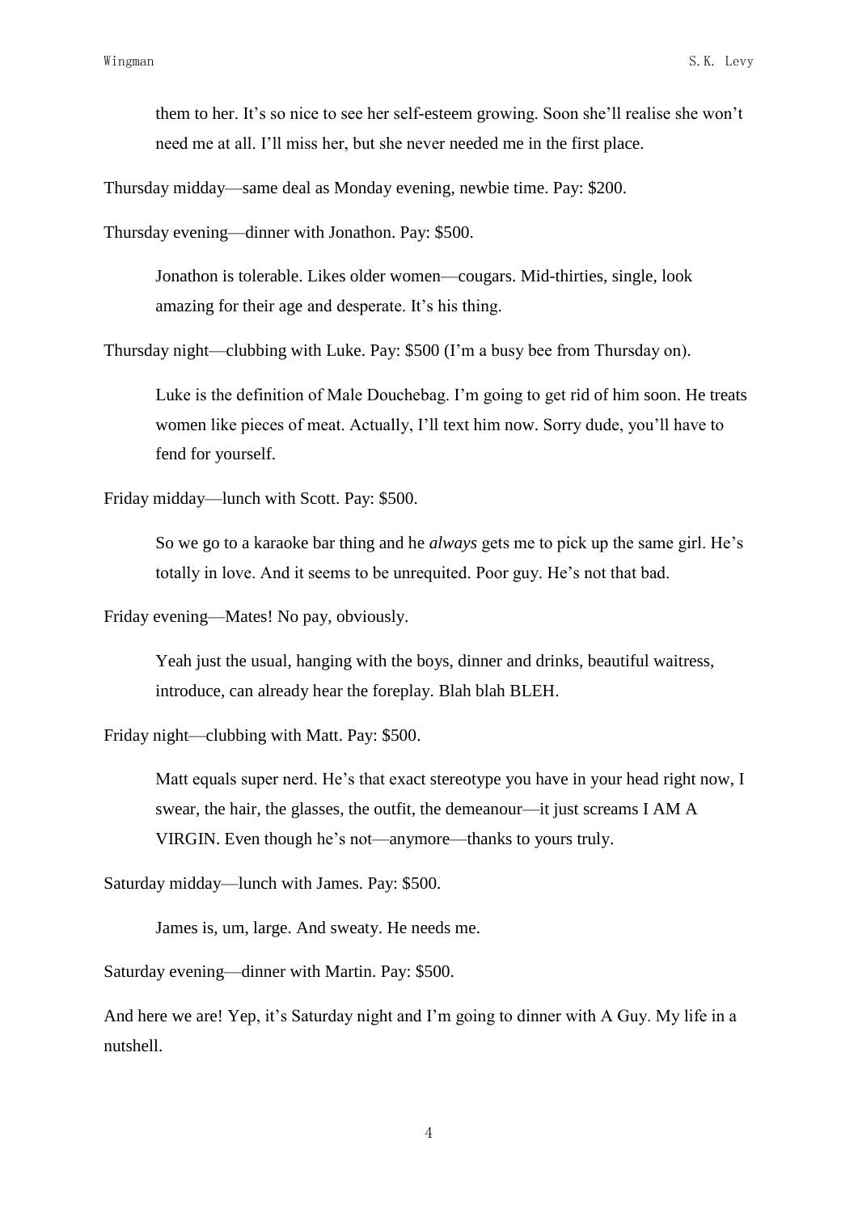them to her. It's so nice to see her self-esteem growing. Soon she'll realise she won't need me at all. I'll miss her, but she never needed me in the first place.

Thursday midday—same deal as Monday evening, newbie time. Pay: $200.

Thursday evening—dinner with Jonathon. Pay: $500.

Jonathon is tolerable. Likes older women—cougars. Mid-thirties, single, look amazing for their age and desperate. It's his thing.

Thursday night—clubbing with Luke. Pay: $500 (I'm a busy bee from Thursday on).

Luke is the definition of Male Douchebag. I'm going to get rid of him soon. He treats women like pieces of meat. Actually, I'll text him now. Sorry dude, you'll have to fend for yourself.

Friday midday—lunch with Scott. Pay: $500.

So we go to a karaoke bar thing and he *always* gets me to pick up the same girl. He's totally in love. And it seems to be unrequited. Poor guy. He's not that bad.

Friday evening—Mates! No pay, obviously.

Yeah just the usual, hanging with the boys, dinner and drinks, beautiful waitress, introduce, can already hear the foreplay. Blah blah BLEH.

Friday night—clubbing with Matt. Pay: $500.

Matt equals super nerd. He's that exact stereotype you have in your head right now, I swear, the hair, the glasses, the outfit, the demeanour—it just screams I AM A VIRGIN. Even though he's not—anymore—thanks to yours truly.

Saturday midday—lunch with James. Pay: $500.

James is, um, large. And sweaty. He needs me.

Saturday evening—dinner with Martin. Pay: $500.

And here we are! Yep, it's Saturday night and I'm going to dinner with A Guy. My life in a nutshell.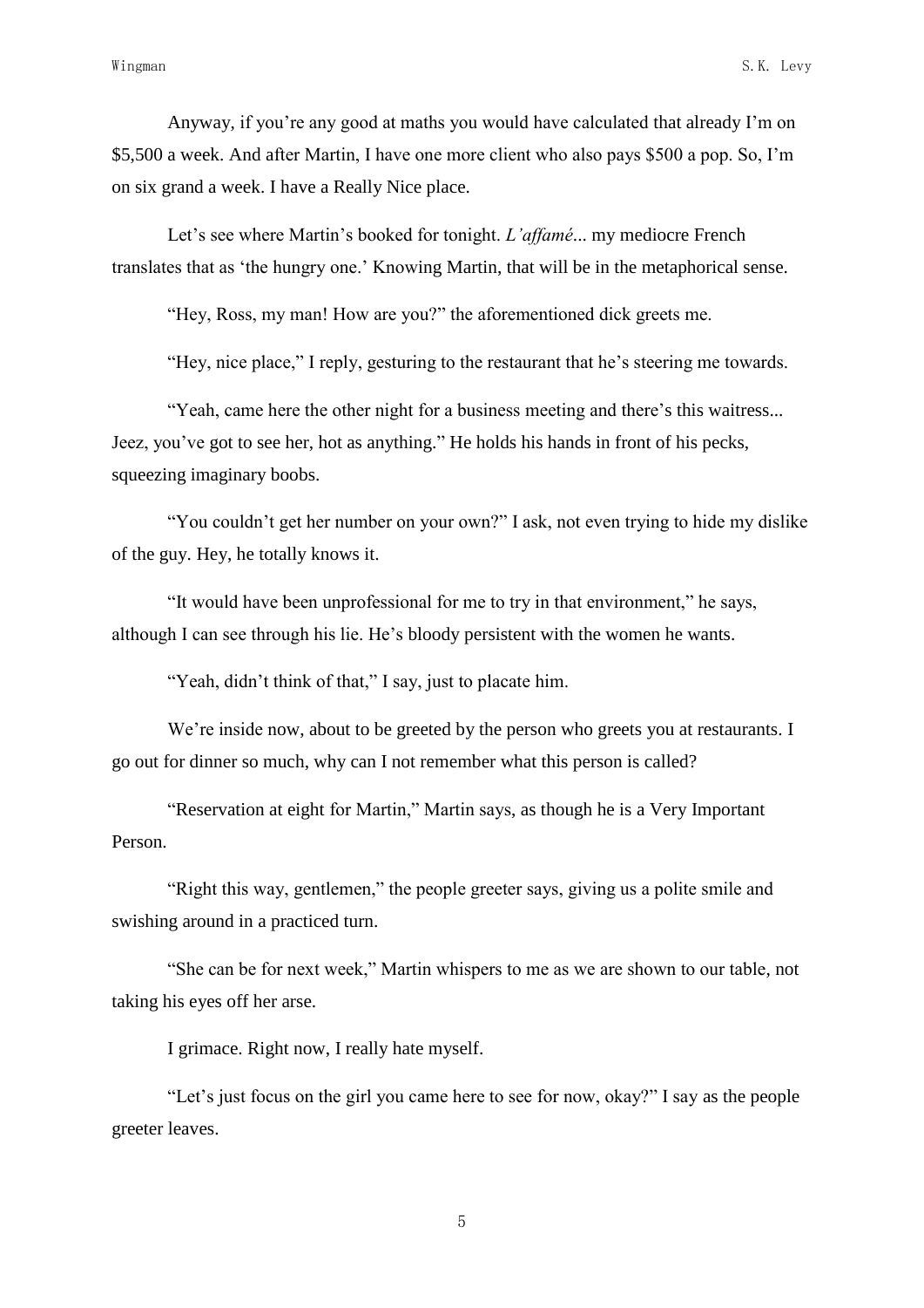Anyway, if you're any good at maths you would have calculated that already I'm on $5,500 a week. And after Martin, I have one more client who also pays $500 a pop. So, I'm on six grand a week. I have a Really Nice place.

Let's see where Martin's booked for tonight. *L'affamé*... my mediocre French translates that as 'the hungry one.' Knowing Martin, that will be in the metaphorical sense.

"Hey, Ross, my man! How are you?" the aforementioned dick greets me.

"Hey, nice place," I reply, gesturing to the restaurant that he's steering me towards.

"Yeah, came here the other night for a business meeting and there's this waitress... Jeez, you've got to see her, hot as anything." He holds his hands in front of his pecks, squeezing imaginary boobs.

"You couldn't get her number on your own?" I ask, not even trying to hide my dislike of the guy. Hey, he totally knows it.

"It would have been unprofessional for me to try in that environment," he says, although I can see through his lie. He's bloody persistent with the women he wants.

"Yeah, didn't think of that," I say, just to placate him.

We're inside now, about to be greeted by the person who greets you at restaurants. I go out for dinner so much, why can I not remember what this person is called?

"Reservation at eight for Martin," Martin says, as though he is a Very Important Person.

"Right this way, gentlemen," the people greeter says, giving us a polite smile and swishing around in a practiced turn.

"She can be for next week," Martin whispers to me as we are shown to our table, not taking his eyes off her arse.

I grimace. Right now, I really hate myself.

"Let's just focus on the girl you came here to see for now, okay?" I say as the people greeter leaves.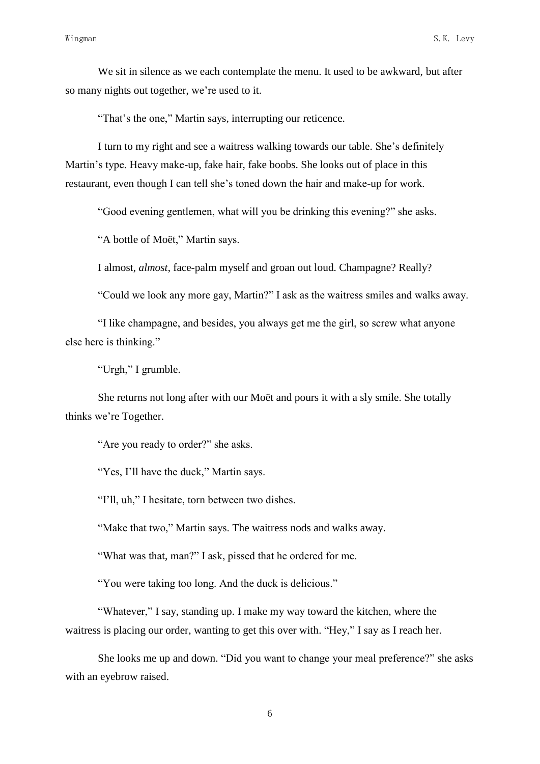We sit in silence as we each contemplate the menu. It used to be awkward, but after so many nights out together, we're used to it.

"That's the one," Martin says, interrupting our reticence.

I turn to my right and see a waitress walking towards our table. She's definitely Martin's type. Heavy make-up, fake hair, fake boobs. She looks out of place in this restaurant, even though I can tell she's toned down the hair and make-up for work.

"Good evening gentlemen, what will you be drinking this evening?" she asks.

"A bottle of Moët," Martin says.

I almost, *almost*, face-palm myself and groan out loud. Champagne? Really?

"Could we look any more gay, Martin?" I ask as the waitress smiles and walks away.

"I like champagne, and besides, you always get me the girl, so screw what anyone else here is thinking."

"Urgh," I grumble.

She returns not long after with our Moët and pours it with a sly smile. She totally thinks we're Together.

"Are you ready to order?" she asks.

"Yes, I'll have the duck," Martin says.

"I'll, uh," I hesitate, torn between two dishes.

"Make that two," Martin says. The waitress nods and walks away.

"What was that, man?" I ask, pissed that he ordered for me.

"You were taking too long. And the duck is delicious."

"Whatever," I say, standing up. I make my way toward the kitchen, where the waitress is placing our order, wanting to get this over with. "Hey," I say as I reach her.

She looks me up and down. "Did you want to change your meal preference?" she asks with an eyebrow raised.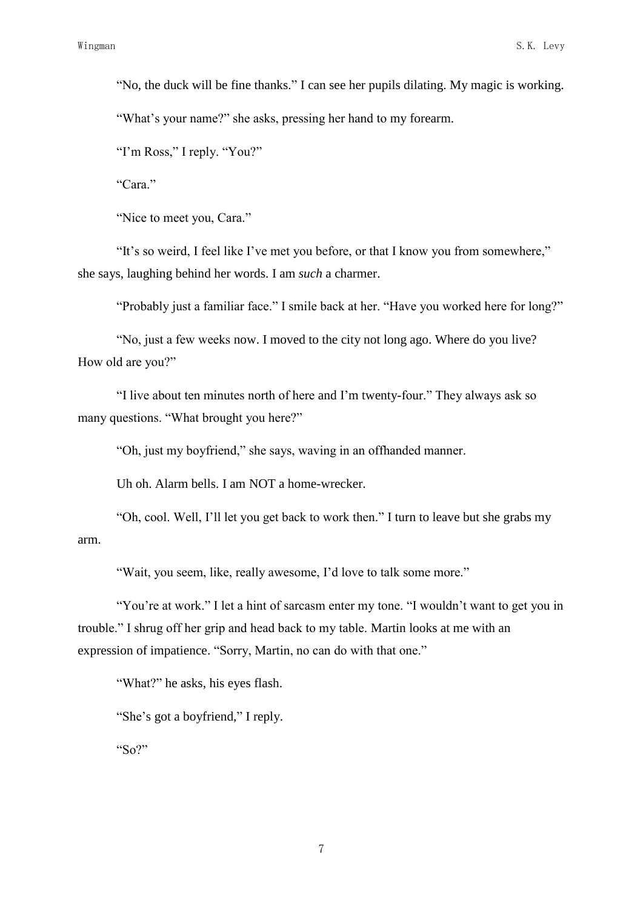"No, the duck will be fine thanks." I can see her pupils dilating. My magic is working.

"What's your name?" she asks, pressing her hand to my forearm.

"I'm Ross," I reply. "You?"

"Cara."

"Nice to meet you, Cara."

"It's so weird, I feel like I've met you before, or that I know you from somewhere," she says, laughing behind her words. I am *such* a charmer.

"Probably just a familiar face." I smile back at her. "Have you worked here for long?"

"No, just a few weeks now. I moved to the city not long ago. Where do you live? How old are you?"

"I live about ten minutes north of here and I'm twenty-four." They always ask so many questions. "What brought you here?"

"Oh, just my boyfriend," she says, waving in an offhanded manner.

Uh oh. Alarm bells. I am NOT a home-wrecker.

"Oh, cool. Well, I'll let you get back to work then." I turn to leave but she grabs my arm.

"Wait, you seem, like, really awesome, I'd love to talk some more."

"You're at work." I let a hint of sarcasm enter my tone. "I wouldn't want to get you in trouble." I shrug off her grip and head back to my table. Martin looks at me with an expression of impatience. "Sorry, Martin, no can do with that one."

"What?" he asks, his eyes flash.

"She's got a boyfriend," I reply.

"So?"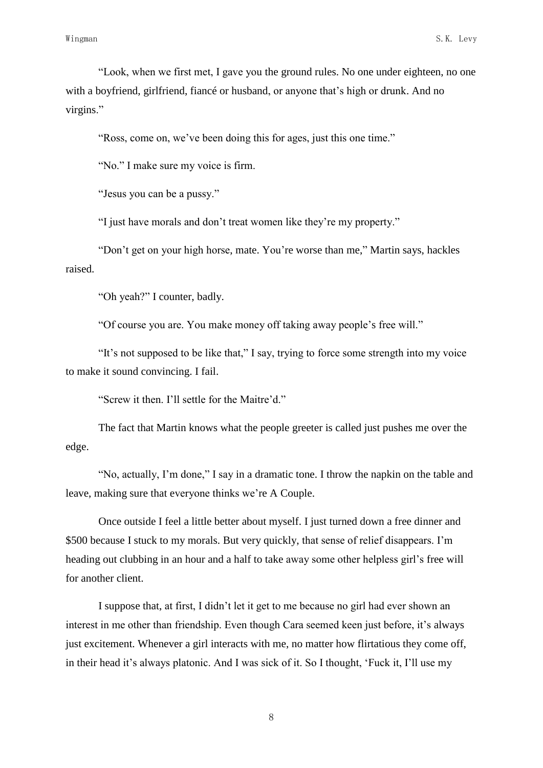"Look, when we first met, I gave you the ground rules. No one under eighteen, no one with a boyfriend, girlfriend, fiancé or husband, or anyone that's high or drunk. And no virgins."

"Ross, come on, we've been doing this for ages, just this one time."

"No." I make sure my voice is firm.

"Jesus you can be a pussy."

"I just have morals and don't treat women like they're my property."

"Don't get on your high horse, mate. You're worse than me," Martin says, hackles raised.

"Oh yeah?" I counter, badly.

"Of course you are. You make money off taking away people's free will."

"It's not supposed to be like that," I say, trying to force some strength into my voice to make it sound convincing. I fail.

"Screw it then. I'll settle for the Maitre'd."

The fact that Martin knows what the people greeter is called just pushes me over the edge.

"No, actually, I'm done," I say in a dramatic tone. I throw the napkin on the table and leave, making sure that everyone thinks we're A Couple.

Once outside I feel a little better about myself. I just turned down a free dinner and $500 because I stuck to my morals. But very quickly, that sense of relief disappears. I'm heading out clubbing in an hour and a half to take away some other helpless girl's free will for another client.

I suppose that, at first, I didn't let it get to me because no girl had ever shown an interest in me other than friendship. Even though Cara seemed keen just before, it's always just excitement. Whenever a girl interacts with me, no matter how flirtatious they come off, in their head it's always platonic. And I was sick of it. So I thought, 'Fuck it, I'll use my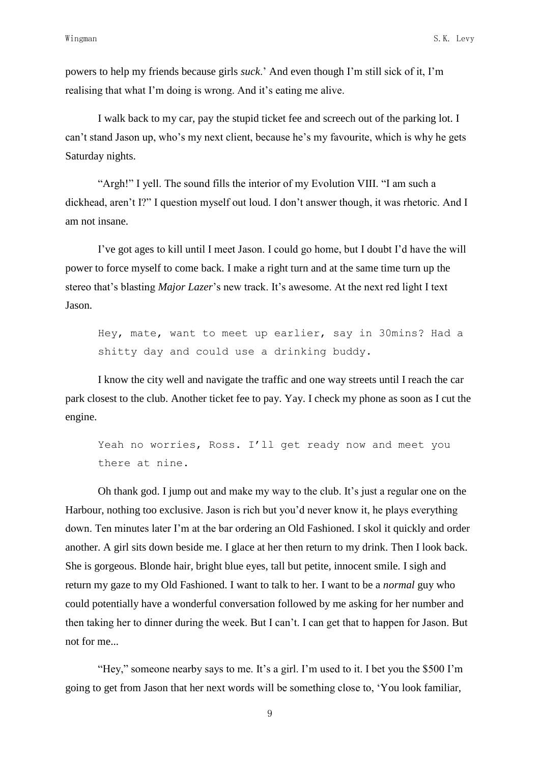powers to help my friends because girls *suck*.' And even though I'm still sick of it, I'm realising that what I'm doing is wrong. And it's eating me alive.

I walk back to my car, pay the stupid ticket fee and screech out of the parking lot. I can't stand Jason up, who's my next client, because he's my favourite, which is why he gets Saturday nights.

"Argh!" I yell. The sound fills the interior of my Evolution VIII. "I am such a dickhead, aren't I?" I question myself out loud. I don't answer though, it was rhetoric. And I am not insane.

I've got ages to kill until I meet Jason. I could go home, but I doubt I'd have the will power to force myself to come back. I make a right turn and at the same time turn up the stereo that's blasting *Major Lazer*'s new track. It's awesome. At the next red light I text Jason.

```
Hey, mate, want to meet up earlier, say in 30mins? Had a
shitty day and could use a drinking buddy.
```

I know the city well and navigate the traffic and one way streets until I reach the car park closest to the club. Another ticket fee to pay. Yay. I check my phone as soon as I cut the engine.

```
Yeah no worries, Ross. I'll get ready now and meet you
there at nine.
```

Oh thank god. I jump out and make my way to the club. It's just a regular one on the Harbour, nothing too exclusive. Jason is rich but you'd never know it, he plays everything down. Ten minutes later I'm at the bar ordering an Old Fashioned. I skol it quickly and order another. A girl sits down beside me. I glace at her then return to my drink. Then I look back. She is gorgeous. Blonde hair, bright blue eyes, tall but petite, innocent smile. I sigh and return my gaze to my Old Fashioned. I want to talk to her. I want to be a *normal* guy who could potentially have a wonderful conversation followed by me asking for her number and then taking her to dinner during the week. But I can't. I can get that to happen for Jason. But not for me...

"Hey," someone nearby says to me. It's a girl. I'm used to it. I bet you the $500 I'm going to get from Jason that her next words will be something close to, 'You look familiar,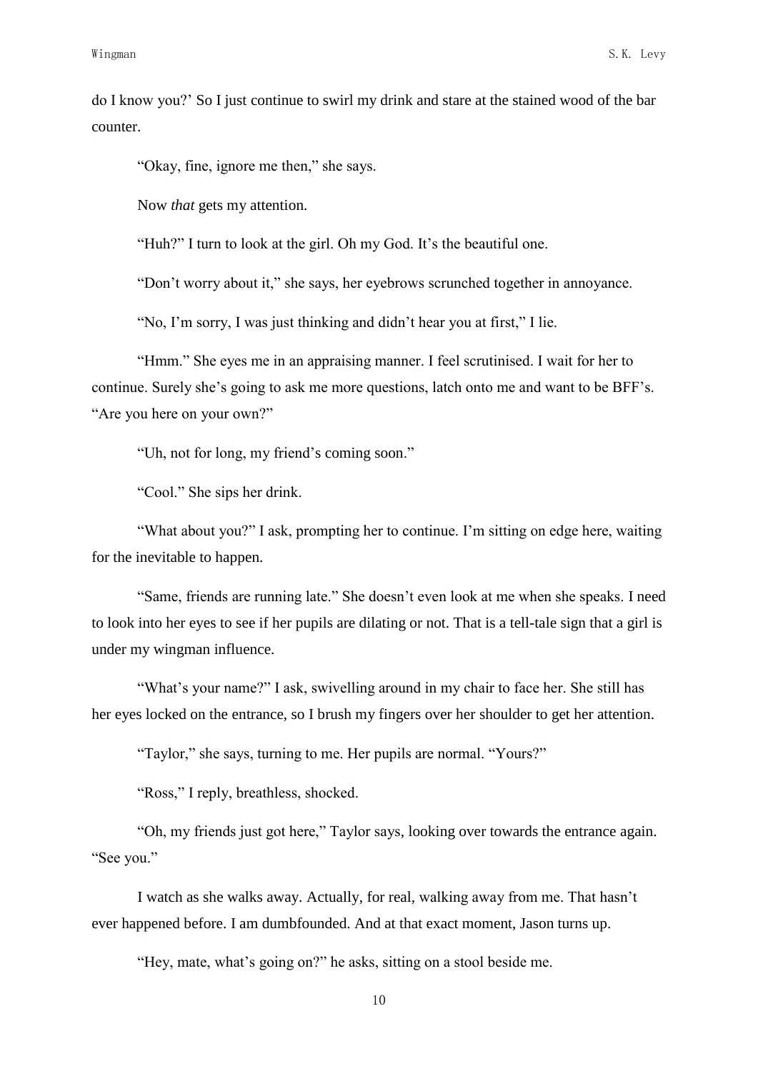do I know you?' So I just continue to swirl my drink and stare at the stained wood of the bar counter.

"Okay, fine, ignore me then," she says.

Now *that* gets my attention.

"Huh?" I turn to look at the girl. Oh my God. It's the beautiful one.

"Don't worry about it," she says, her eyebrows scrunched together in annoyance.

"No, I'm sorry, I was just thinking and didn't hear you at first," I lie.

"Hmm." She eyes me in an appraising manner. I feel scrutinised. I wait for her to continue. Surely she's going to ask me more questions, latch onto me and want to be BFF's. "Are you here on your own?"

"Uh, not for long, my friend's coming soon."

"Cool." She sips her drink.

"What about you?" I ask, prompting her to continue. I'm sitting on edge here, waiting for the inevitable to happen.

"Same, friends are running late." She doesn't even look at me when she speaks. I need to look into her eyes to see if her pupils are dilating or not. That is a tell-tale sign that a girl is under my wingman influence.

"What's your name?" I ask, swivelling around in my chair to face her. She still has her eyes locked on the entrance, so I brush my fingers over her shoulder to get her attention.

"Taylor," she says, turning to me. Her pupils are normal. "Yours?"

"Ross," I reply, breathless, shocked.

"Oh, my friends just got here," Taylor says, looking over towards the entrance again. "See you."

I watch as she walks away. Actually, for real, walking away from me. That hasn't ever happened before. I am dumbfounded. And at that exact moment, Jason turns up.

"Hey, mate, what's going on?" he asks, sitting on a stool beside me.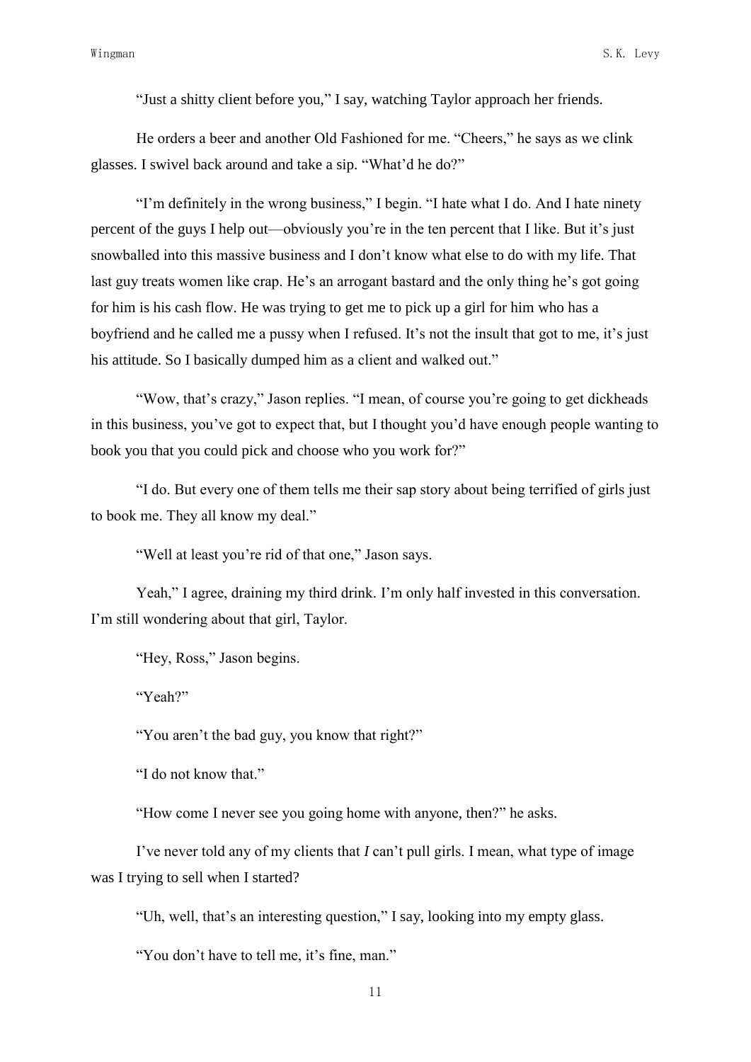"Just a shitty client before you," I say, watching Taylor approach her friends.

He orders a beer and another Old Fashioned for me. "Cheers," he says as we clink glasses. I swivel back around and take a sip. "What'd he do?"

"I'm definitely in the wrong business," I begin. "I hate what I do. And I hate ninety percent of the guys I help out—obviously you're in the ten percent that I like. But it's just snowballed into this massive business and I don't know what else to do with my life. That last guy treats women like crap. He's an arrogant bastard and the only thing he's got going for him is his cash flow. He was trying to get me to pick up a girl for him who has a boyfriend and he called me a pussy when I refused. It's not the insult that got to me, it's just his attitude. So I basically dumped him as a client and walked out."

"Wow, that's crazy," Jason replies. "I mean, of course you're going to get dickheads in this business, you've got to expect that, but I thought you'd have enough people wanting to book you that you could pick and choose who you work for?"

"I do. But every one of them tells me their sap story about being terrified of girls just to book me. They all know my deal."

"Well at least you're rid of that one," Jason says.

Yeah," I agree, draining my third drink. I'm only half invested in this conversation. I'm still wondering about that girl, Taylor.

"Hey, Ross," Jason begins.

"Yeah?"

"You aren't the bad guy, you know that right?"

"I do not know that."

"How come I never see you going home with anyone, then?" he asks.

I've never told any of my clients that *I* can't pull girls. I mean, what type of image was I trying to sell when I started?

"Uh, well, that's an interesting question," I say, looking into my empty glass.

"You don't have to tell me, it's fine, man."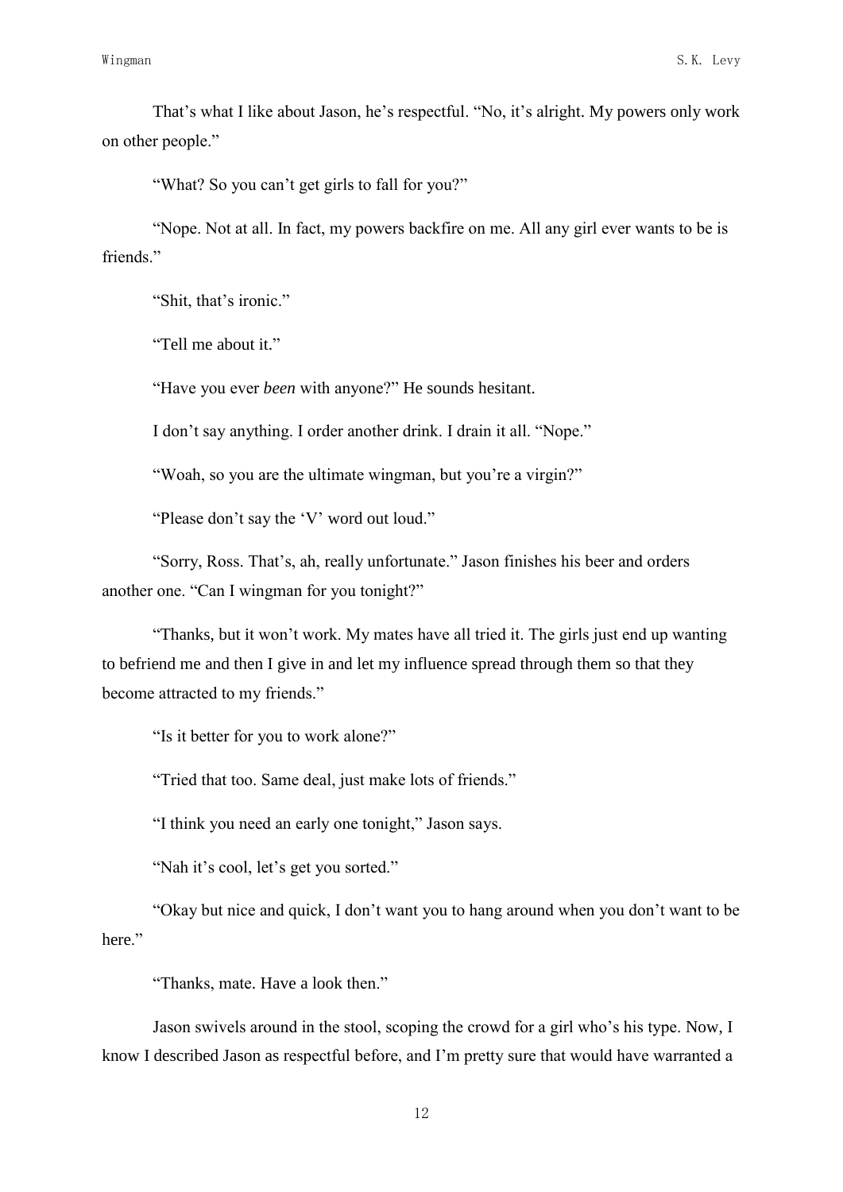That's what I like about Jason, he's respectful. "No, it's alright. My powers only work on other people."

"What? So you can't get girls to fall for you?"

"Nope. Not at all. In fact, my powers backfire on me. All any girl ever wants to be is friends."

"Shit, that's ironic."

"Tell me about it."

"Have you ever *been* with anyone?" He sounds hesitant.

I don't say anything. I order another drink. I drain it all. "Nope."

"Woah, so you are the ultimate wingman, but you're a virgin?"

"Please don't say the 'V' word out loud."

"Sorry, Ross. That's, ah, really unfortunate." Jason finishes his beer and orders another one. "Can I wingman for you tonight?"

"Thanks, but it won't work. My mates have all tried it. The girls just end up wanting to befriend me and then I give in and let my influence spread through them so that they become attracted to my friends."

"Is it better for you to work alone?"

"Tried that too. Same deal, just make lots of friends."

"I think you need an early one tonight," Jason says.

"Nah it's cool, let's get you sorted."

"Okay but nice and quick, I don't want you to hang around when you don't want to be here."

"Thanks, mate. Have a look then."

Jason swivels around in the stool, scoping the crowd for a girl who's his type. Now, I know I described Jason as respectful before, and I'm pretty sure that would have warranted a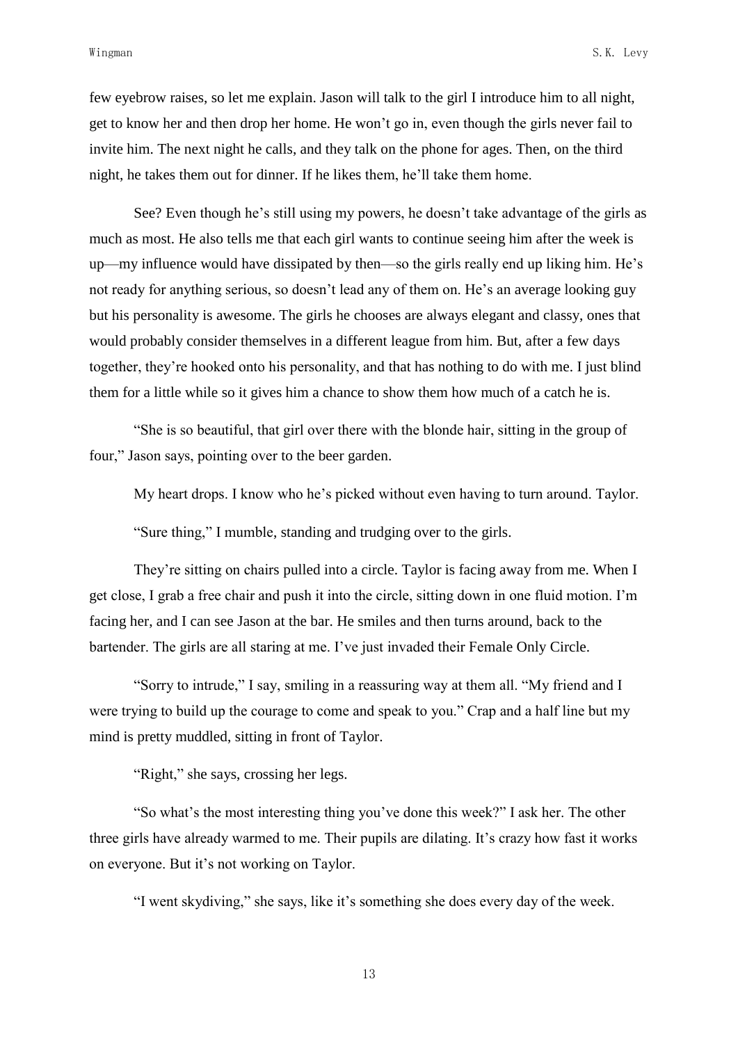few eyebrow raises, so let me explain. Jason will talk to the girl I introduce him to all night, get to know her and then drop her home. He won't go in, even though the girls never fail to invite him. The next night he calls, and they talk on the phone for ages. Then, on the third night, he takes them out for dinner. If he likes them, he'll take them home.

See? Even though he's still using my powers, he doesn't take advantage of the girls as much as most. He also tells me that each girl wants to continue seeing him after the week is up—my influence would have dissipated by then—so the girls really end up liking him. He's not ready for anything serious, so doesn't lead any of them on. He's an average looking guy but his personality is awesome. The girls he chooses are always elegant and classy, ones that would probably consider themselves in a different league from him. But, after a few days together, they're hooked onto his personality, and that has nothing to do with me. I just blind them for a little while so it gives him a chance to show them how much of a catch he is.

"She is so beautiful, that girl over there with the blonde hair, sitting in the group of four," Jason says, pointing over to the beer garden.

My heart drops. I know who he's picked without even having to turn around. Taylor.

"Sure thing," I mumble, standing and trudging over to the girls.

They're sitting on chairs pulled into a circle. Taylor is facing away from me. When I get close, I grab a free chair and push it into the circle, sitting down in one fluid motion. I'm facing her, and I can see Jason at the bar. He smiles and then turns around, back to the bartender. The girls are all staring at me. I've just invaded their Female Only Circle.

"Sorry to intrude," I say, smiling in a reassuring way at them all. "My friend and I were trying to build up the courage to come and speak to you." Crap and a half line but my mind is pretty muddled, sitting in front of Taylor.

"Right," she says, crossing her legs.

"So what's the most interesting thing you've done this week?" I ask her. The other three girls have already warmed to me. Their pupils are dilating. It's crazy how fast it works on everyone. But it's not working on Taylor.

"I went skydiving," she says, like it's something she does every day of the week.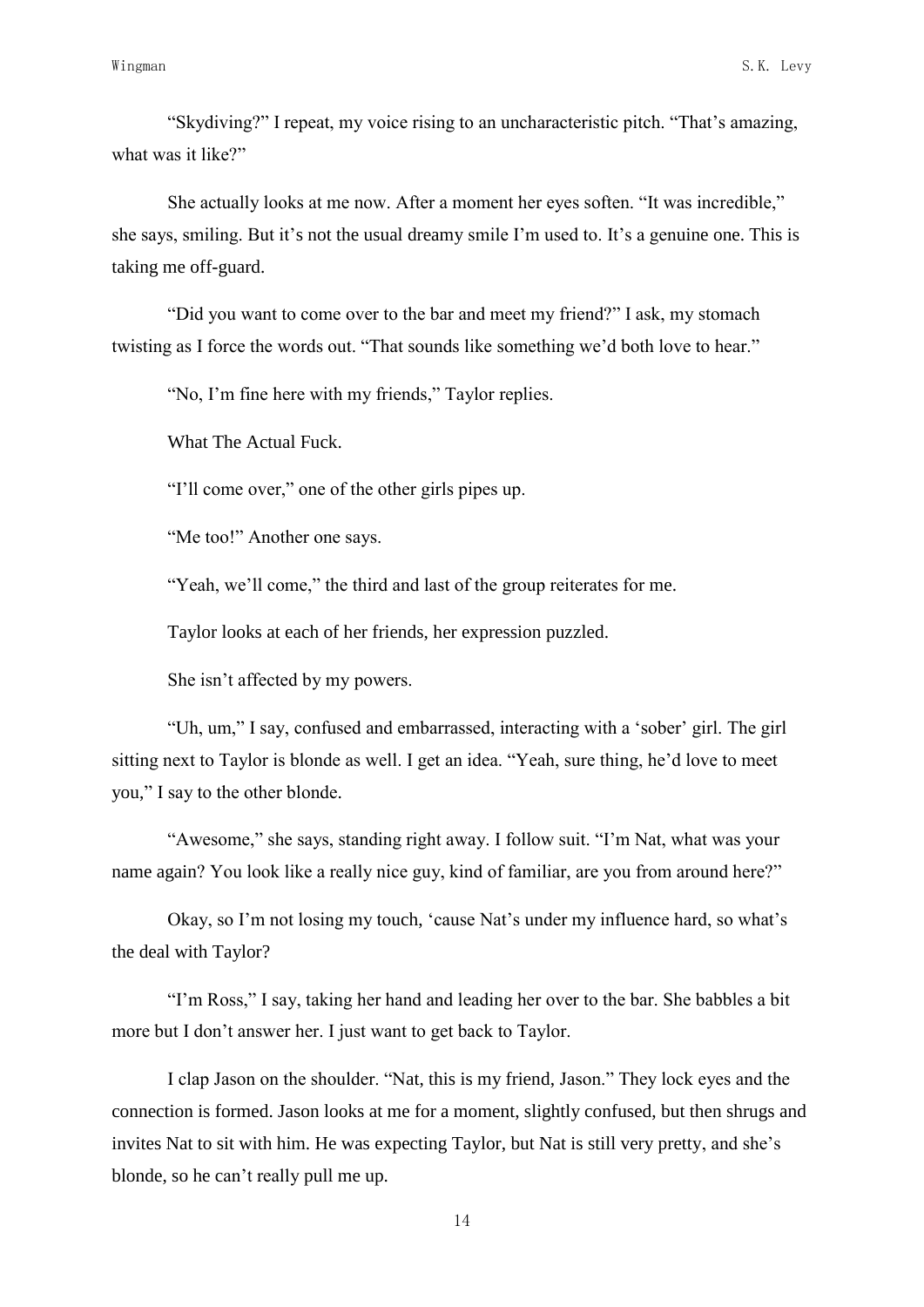"Skydiving?" I repeat, my voice rising to an uncharacteristic pitch. "That's amazing, what was it like?"

She actually looks at me now. After a moment her eyes soften. "It was incredible," she says, smiling. But it's not the usual dreamy smile I'm used to. It's a genuine one. This is taking me off-guard.

"Did you want to come over to the bar and meet my friend?" I ask, my stomach twisting as I force the words out. "That sounds like something we'd both love to hear."

"No, I'm fine here with my friends," Taylor replies.

What The Actual Fuck.

"I'll come over," one of the other girls pipes up.

"Me too!" Another one says.

"Yeah, we'll come," the third and last of the group reiterates for me.

Taylor looks at each of her friends, her expression puzzled.

She isn't affected by my powers.

"Uh, um," I say, confused and embarrassed, interacting with a 'sober' girl. The girl sitting next to Taylor is blonde as well. I get an idea. "Yeah, sure thing, he'd love to meet you," I say to the other blonde.

"Awesome," she says, standing right away. I follow suit. "I'm Nat, what was your name again? You look like a really nice guy, kind of familiar, are you from around here?"

Okay, so I'm not losing my touch, 'cause Nat's under my influence hard, so what's the deal with Taylor?

"I'm Ross," I say, taking her hand and leading her over to the bar. She babbles a bit more but I don't answer her. I just want to get back to Taylor.

I clap Jason on the shoulder. "Nat, this is my friend, Jason." They lock eyes and the connection is formed. Jason looks at me for a moment, slightly confused, but then shrugs and invites Nat to sit with him. He was expecting Taylor, but Nat is still very pretty, and she's blonde, so he can't really pull me up.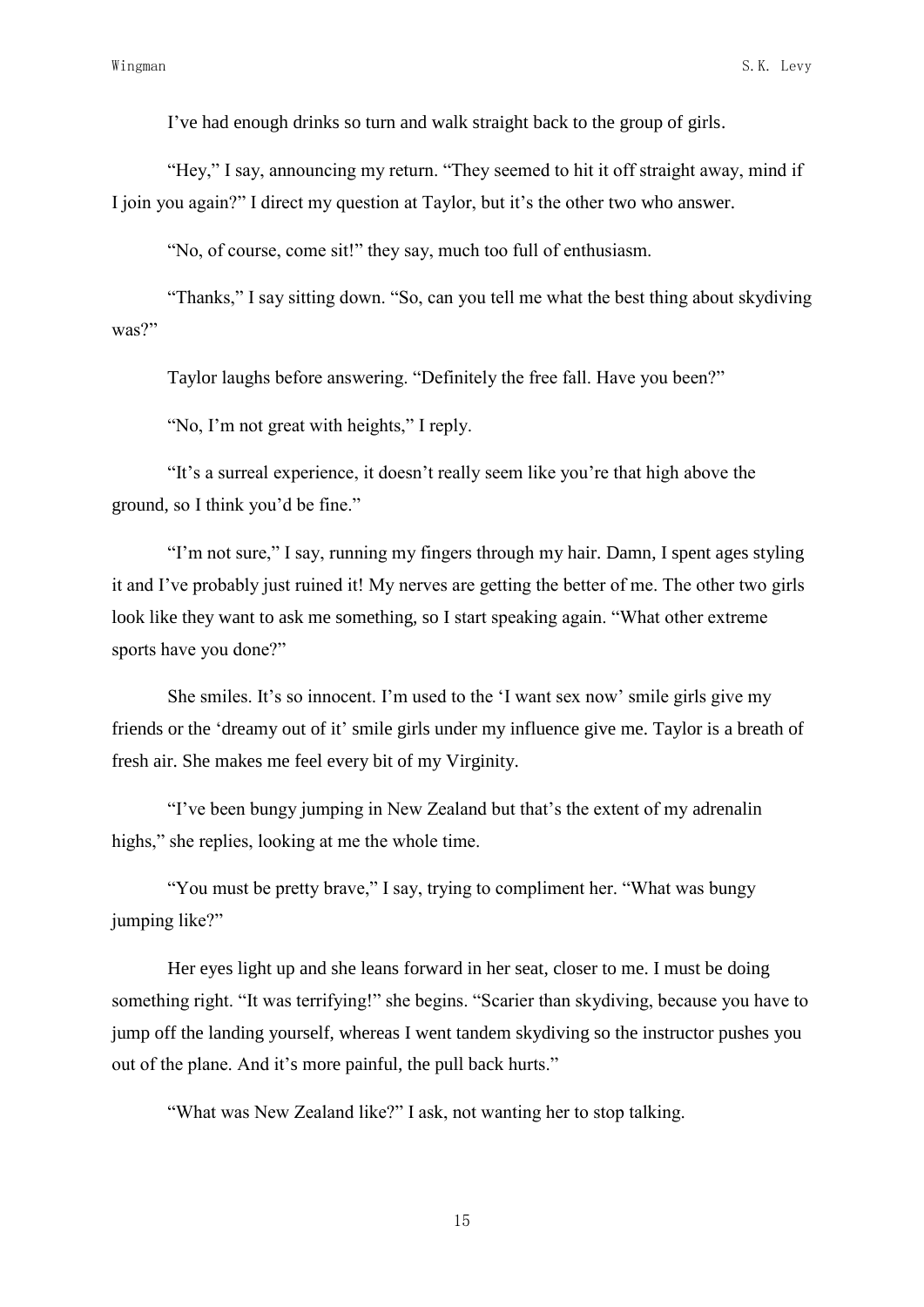I've had enough drinks so turn and walk straight back to the group of girls.

"Hey," I say, announcing my return. "They seemed to hit it off straight away, mind if I join you again?" I direct my question at Taylor, but it's the other two who answer.

"No, of course, come sit!" they say, much too full of enthusiasm.

"Thanks," I say sitting down. "So, can you tell me what the best thing about skydiving was?"

Taylor laughs before answering. "Definitely the free fall. Have you been?"

"No, I'm not great with heights," I reply.

"It's a surreal experience, it doesn't really seem like you're that high above the ground, so I think you'd be fine."

"I'm not sure," I say, running my fingers through my hair. Damn, I spent ages styling it and I've probably just ruined it! My nerves are getting the better of me. The other two girls look like they want to ask me something, so I start speaking again. "What other extreme sports have you done?"

She smiles. It's so innocent. I'm used to the 'I want sex now' smile girls give my friends or the 'dreamy out of it' smile girls under my influence give me. Taylor is a breath of fresh air. She makes me feel every bit of my Virginity.

"I've been bungy jumping in New Zealand but that's the extent of my adrenalin highs," she replies, looking at me the whole time.

"You must be pretty brave," I say, trying to compliment her. "What was bungy jumping like?"

Her eyes light up and she leans forward in her seat, closer to me. I must be doing something right. "It was terrifying!" she begins. "Scarier than skydiving, because you have to jump off the landing yourself, whereas I went tandem skydiving so the instructor pushes you out of the plane. And it's more painful, the pull back hurts."

"What was New Zealand like?" I ask, not wanting her to stop talking.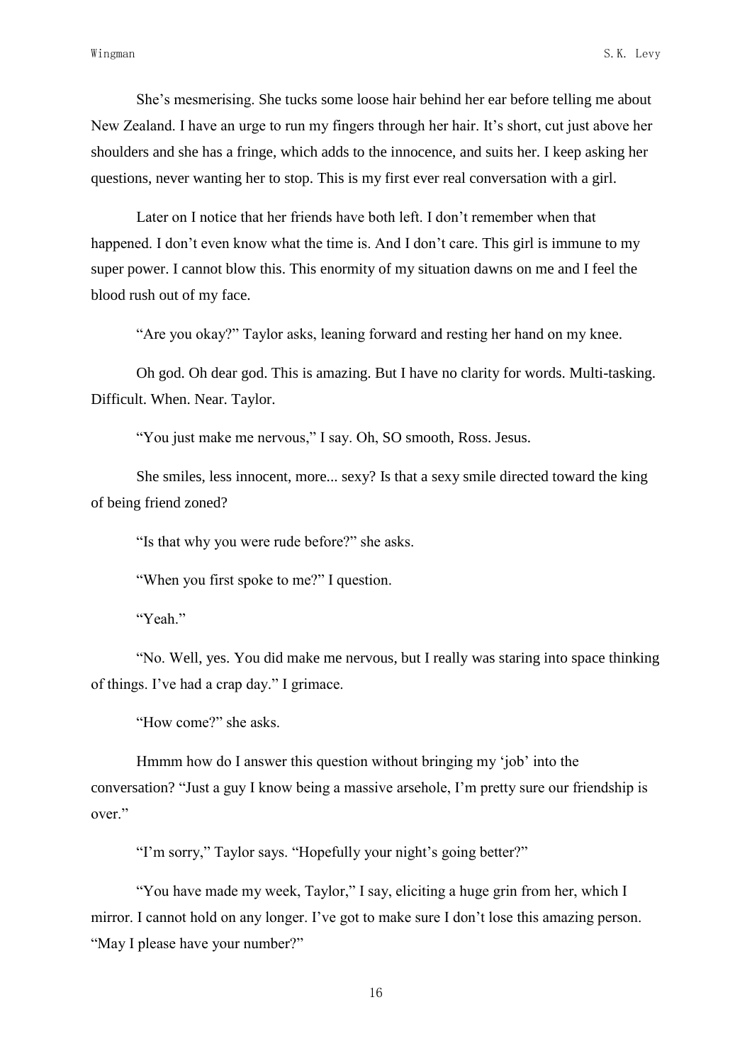She's mesmerising. She tucks some loose hair behind her ear before telling me about New Zealand. I have an urge to run my fingers through her hair. It's short, cut just above her shoulders and she has a fringe, which adds to the innocence, and suits her. I keep asking her questions, never wanting her to stop. This is my first ever real conversation with a girl.

Later on I notice that her friends have both left. I don't remember when that happened. I don't even know what the time is. And I don't care. This girl is immune to my super power. I cannot blow this. This enormity of my situation dawns on me and I feel the blood rush out of my face.

"Are you okay?" Taylor asks, leaning forward and resting her hand on my knee.

Oh god. Oh dear god. This is amazing. But I have no clarity for words. Multi-tasking. Difficult. When. Near. Taylor.

"You just make me nervous," I say. Oh, SO smooth, Ross. Jesus.

She smiles, less innocent, more... sexy? Is that a sexy smile directed toward the king of being friend zoned?

"Is that why you were rude before?" she asks.

"When you first spoke to me?" I question.

"Yeah."

"No. Well, yes. You did make me nervous, but I really was staring into space thinking of things. I've had a crap day." I grimace.

"How come?" she asks.

Hmmm how do I answer this question without bringing my 'job' into the conversation? "Just a guy I know being a massive arsehole, I'm pretty sure our friendship is over."

"I'm sorry," Taylor says. "Hopefully your night's going better?"

"You have made my week, Taylor," I say, eliciting a huge grin from her, which I mirror. I cannot hold on any longer. I've got to make sure I don't lose this amazing person. "May I please have your number?"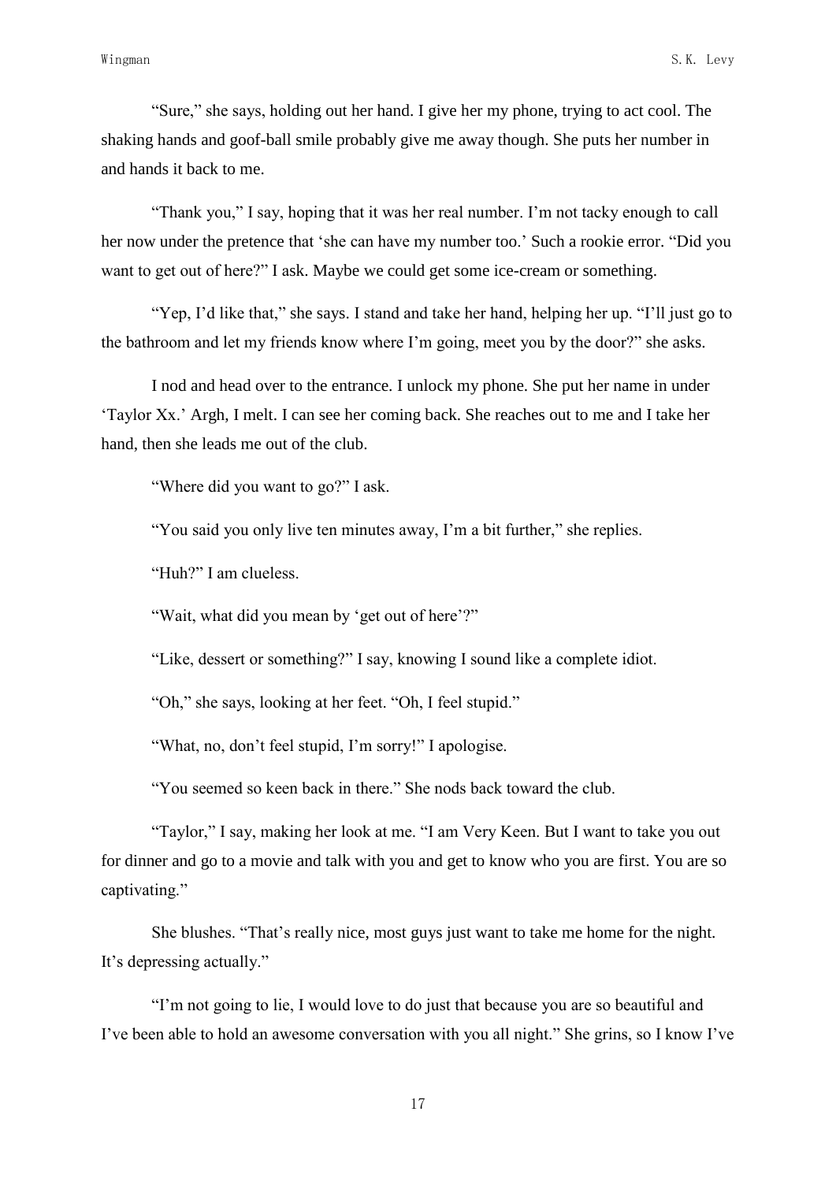"Sure," she says, holding out her hand. I give her my phone, trying to act cool. The shaking hands and goof-ball smile probably give me away though. She puts her number in and hands it back to me.

"Thank you," I say, hoping that it was her real number. I'm not tacky enough to call her now under the pretence that 'she can have my number too.' Such a rookie error. "Did you want to get out of here?" I ask. Maybe we could get some ice-cream or something.

"Yep, I'd like that," she says. I stand and take her hand, helping her up. "I'll just go to the bathroom and let my friends know where I'm going, meet you by the door?" she asks.

I nod and head over to the entrance. I unlock my phone. She put her name in under 'Taylor Xx.' Argh, I melt. I can see her coming back. She reaches out to me and I take her hand, then she leads me out of the club.

"Where did you want to go?" I ask.

"You said you only live ten minutes away, I'm a bit further," she replies.

"Huh?" I am clueless.

"Wait, what did you mean by 'get out of here'?"

"Like, dessert or something?" I say, knowing I sound like a complete idiot.

"Oh," she says, looking at her feet. "Oh, I feel stupid."

"What, no, don't feel stupid, I'm sorry!" I apologise.

"You seemed so keen back in there." She nods back toward the club.

"Taylor," I say, making her look at me. "I am Very Keen. But I want to take you out for dinner and go to a movie and talk with you and get to know who you are first. You are so captivating."

She blushes. "That's really nice, most guys just want to take me home for the night. It's depressing actually."

"I'm not going to lie, I would love to do just that because you are so beautiful and I've been able to hold an awesome conversation with you all night." She grins, so I know I've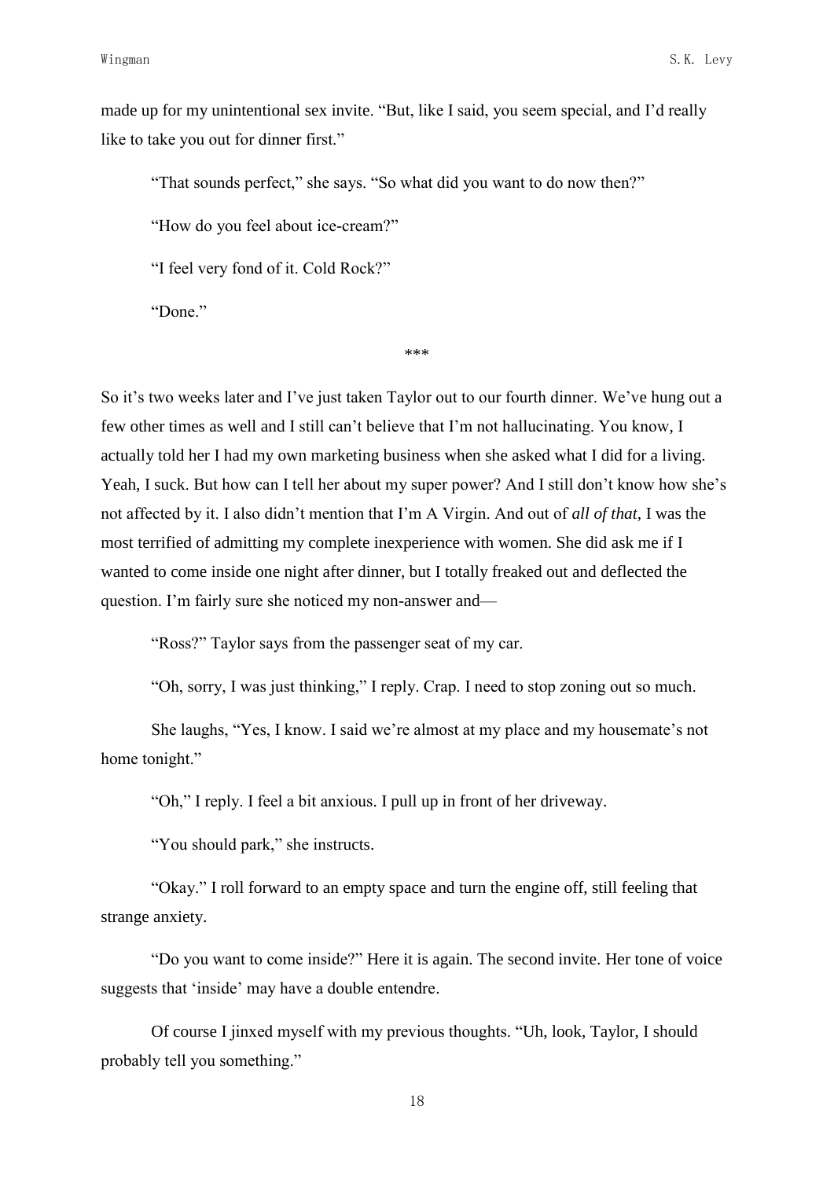made up for my unintentional sex invite. "But, like I said, you seem special, and I'd really like to take you out for dinner first."

"That sounds perfect," she says. "So what did you want to do now then?"

"How do you feel about ice-cream?"

"I feel very fond of it. Cold Rock?"

"Done."

\*\*\*

So it's two weeks later and I've just taken Taylor out to our fourth dinner. We've hung out a few other times as well and I still can't believe that I'm not hallucinating. You know, I actually told her I had my own marketing business when she asked what I did for a living. Yeah, I suck. But how can I tell her about my super power? And I still don't know how she's not affected by it. I also didn't mention that I'm A Virgin. And out of *all of that*, I was the most terrified of admitting my complete inexperience with women. She did ask me if I wanted to come inside one night after dinner, but I totally freaked out and deflected the question. I'm fairly sure she noticed my non-answer and—

"Ross?" Taylor says from the passenger seat of my car.

"Oh, sorry, I was just thinking," I reply. Crap. I need to stop zoning out so much.

She laughs, "Yes, I know. I said we're almost at my place and my housemate's not home tonight."

"Oh," I reply. I feel a bit anxious. I pull up in front of her driveway.

"You should park," she instructs.

"Okay." I roll forward to an empty space and turn the engine off, still feeling that strange anxiety.

"Do you want to come inside?" Here it is again. The second invite. Her tone of voice suggests that 'inside' may have a double entendre.

Of course I jinxed myself with my previous thoughts. "Uh, look, Taylor, I should probably tell you something."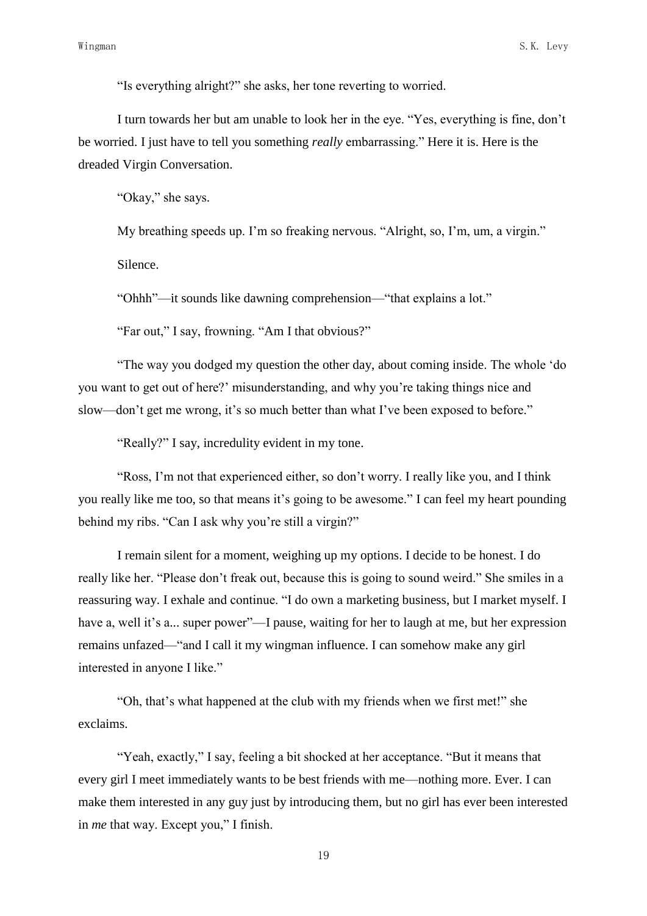"Is everything alright?" she asks, her tone reverting to worried.

I turn towards her but am unable to look her in the eye. "Yes, everything is fine, don't be worried. I just have to tell you something *really* embarrassing." Here it is. Here is the dreaded Virgin Conversation.

"Okay," she says.

My breathing speeds up. I'm so freaking nervous. "Alright, so, I'm, um, a virgin."

Silence.

"Ohhh"—it sounds like dawning comprehension—"that explains a lot."

"Far out," I say, frowning. "Am I that obvious?"

"The way you dodged my question the other day, about coming inside. The whole 'do you want to get out of here?' misunderstanding, and why you're taking things nice and slow—don't get me wrong, it's so much better than what I've been exposed to before."

"Really?" I say, incredulity evident in my tone.

"Ross, I'm not that experienced either, so don't worry. I really like you, and I think you really like me too, so that means it's going to be awesome." I can feel my heart pounding behind my ribs. "Can I ask why you're still a virgin?"

I remain silent for a moment, weighing up my options. I decide to be honest. I do really like her. "Please don't freak out, because this is going to sound weird." She smiles in a reassuring way. I exhale and continue. "I do own a marketing business, but I market myself. I have a, well it's a... super power"—I pause, waiting for her to laugh at me, but her expression remains unfazed—"and I call it my wingman influence. I can somehow make any girl interested in anyone I like."

"Oh, that's what happened at the club with my friends when we first met!" she exclaims.

"Yeah, exactly," I say, feeling a bit shocked at her acceptance. "But it means that every girl I meet immediately wants to be best friends with me—nothing more. Ever. I can make them interested in any guy just by introducing them, but no girl has ever been interested in *me* that way. Except you," I finish.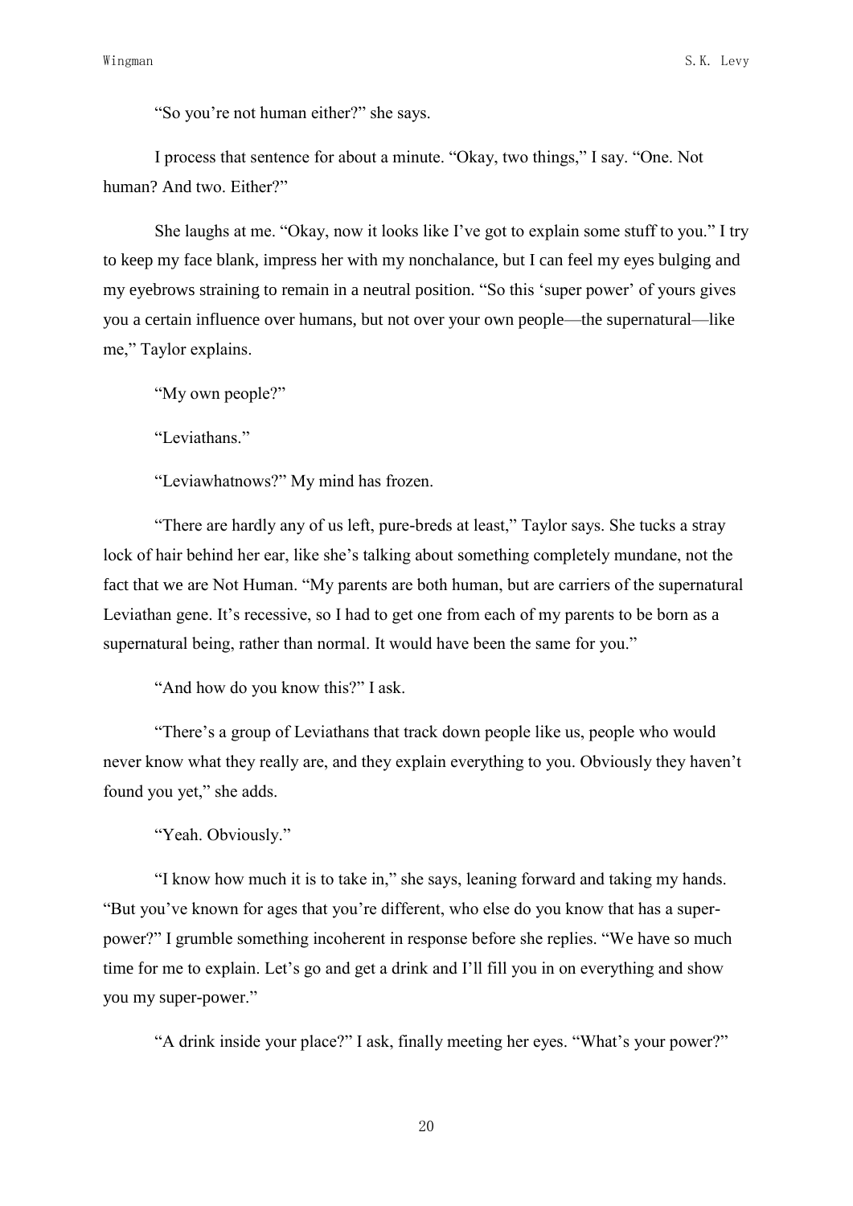"So you're not human either?" she says.

I process that sentence for about a minute. "Okay, two things," I say. "One. Not human? And two. Either?"

She laughs at me. "Okay, now it looks like I've got to explain some stuff to you." I try to keep my face blank, impress her with my nonchalance, but I can feel my eyes bulging and my eyebrows straining to remain in a neutral position. "So this 'super power' of yours gives you a certain influence over humans, but not over your own people—the supernatural—like me," Taylor explains.

"My own people?"

"Leviathans."

"Leviawhatnows?" My mind has frozen.

"There are hardly any of us left, pure-breds at least," Taylor says. She tucks a stray lock of hair behind her ear, like she's talking about something completely mundane, not the fact that we are Not Human. "My parents are both human, but are carriers of the supernatural Leviathan gene. It's recessive, so I had to get one from each of my parents to be born as a supernatural being, rather than normal. It would have been the same for you."

"And how do you know this?" I ask.

"There's a group of Leviathans that track down people like us, people who would never know what they really are, and they explain everything to you. Obviously they haven't found you yet," she adds.

"Yeah. Obviously."

"I know how much it is to take in," she says, leaning forward and taking my hands. "But you've known for ages that you're different, who else do you know that has a super-power?" I grumble something incoherent in response before she replies. "We have so much time for me to explain. Let's go and get a drink and I'll fill you in on everything and show you my super-power."

"A drink inside your place?" I ask, finally meeting her eyes. "What's your power?"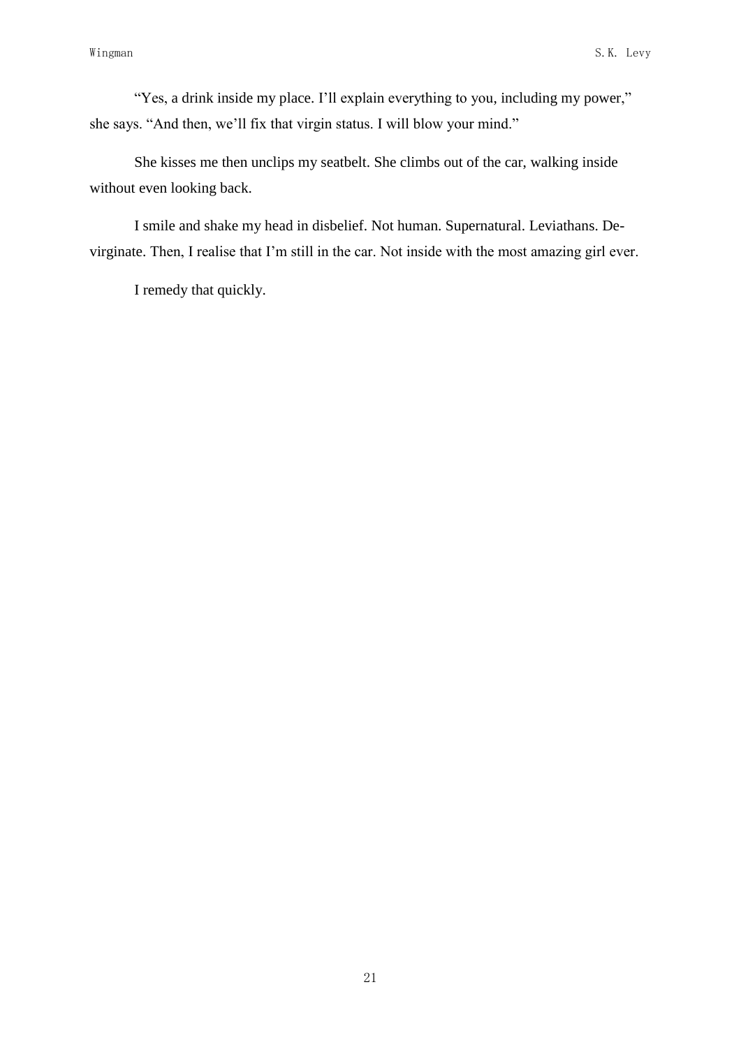"Yes, a drink inside my place. I'll explain everything to you, including my power," she says. "And then, we'll fix that virgin status. I will blow your mind."

She kisses me then unclips my seatbelt. She climbs out of the car, walking inside without even looking back.

I smile and shake my head in disbelief. Not human. Supernatural. Leviathans. De-virginate. Then, I realise that I'm still in the car. Not inside with the most amazing girl ever.

I remedy that quickly.